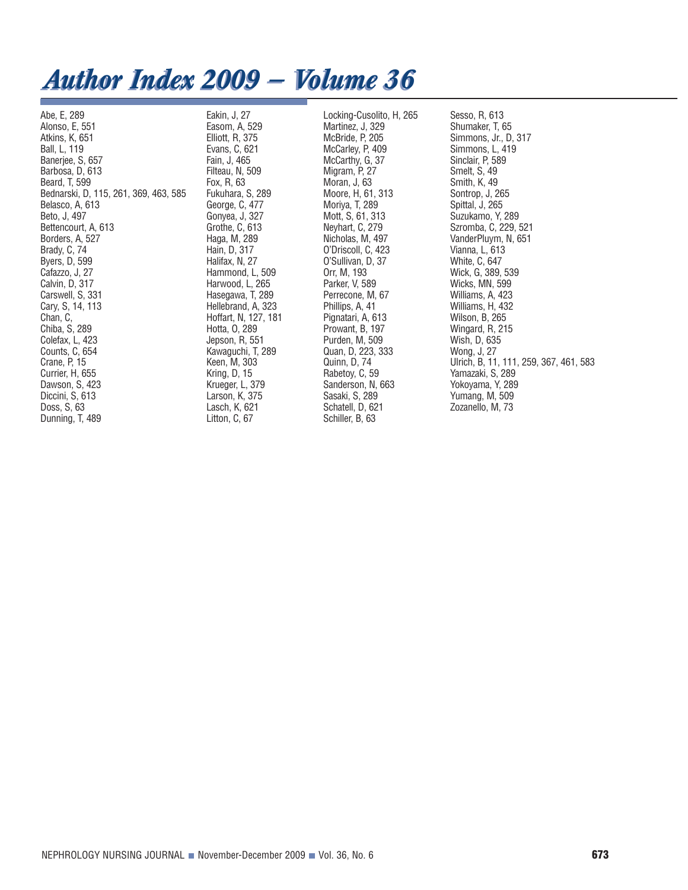# Author Index 2009 – Volume 36

Abe, E, 289
Alonso, E, 551
Atkins, K, 651
Ball, L, 119
Banerjee, S, 657
Barbosa, D, 613
Beard, T, 599
Bednarski, D, 115, 261, 369, 463, 585
Belasco, A, 613
Beto, J, 497
Bettencourt, A, 613
Borders, A, 527
Brady, C, 74
Byers, D, 599
Cafazzo, J, 27
Calvin, D, 317
Carswell, S, 331
Cary, S, 14, 113
Chan, C,
Chiba, S, 289
Colefax, L, 423
Counts, C, 654
Crane, P, 15
Currier, H, 655
Dawson, S, 423
Diccini, S, 613
Doss, S, 63
Dunning, T, 489
Eakin, J, 27
Easom, A, 529
Elliott, R, 375
Evans, C, 621
Fain, J, 465
Filteau, N, 509
Fox, R, 63
Fukuhara, S, 289
George, C, 477
Gonyea, J, 327
Grothe, C, 613
Haga, M, 289
Hain, D, 317
Halifax, N, 27
Hammond, L, 509
Harwood, L, 265
Hasegawa, T, 289
Hellebrand, A, 323
Hoffart, N, 127, 181
Hotta, O, 289
Jepson, R, 551
Kawaguchi, T, 289
Keen, M, 303
Kring, D, 15
Krueger, L, 379
Larson, K, 375
Lasch, K, 621
Litton, C, 67
Locking-Cusolito, H, 265
Martinez, J, 329
McBride, P, 205
McCarley, P, 409
McCarthy, G, 37
Migram, P, 27
Moran, J, 63
Moore, H, 61, 313
Moriya, T, 289
Mott, S, 61, 313
Neyhart, C, 279
Nicholas, M, 497
O'Driscoll, C, 423
O'Sullivan, D, 37
Orr, M, 193
Parker, V, 589
Perrecone, M, 67
Phillips, A, 41
Pignatari, A, 613
Prowant, B, 197
Purden, M, 509
Quan, D, 223, 333
Quinn, D, 74
Rabetoy, C, 59
Sanderson, N, 663
Sasaki, S, 289
Schatell, D, 621
Schiller, B, 63
Sesso, R, 613
Shumaker, T, 65
Simmons, Jr., D, 317
Simmons, L, 419
Sinclair, P, 589
Smelt, S, 49
Smith, K, 49
Sontrop, J, 265
Spittal, J, 265
Suzukamo, Y, 289
Szromba, C, 229, 521
VanderPluym, N, 651
Vianna, L, 613
White, C, 647
Wick, G, 389, 539
Wicks, MN, 599
Williams, A, 423
Williams, H, 432
Wilson, B, 265
Wingard, R, 215
Wish, D, 635
Wong, J, 27
Ulrich, B, 11, 111, 259, 367, 461, 583
Yamazaki, S, 289
Yokoyama, Y, 289
Yumang, M, 509
Zozanello, M, 73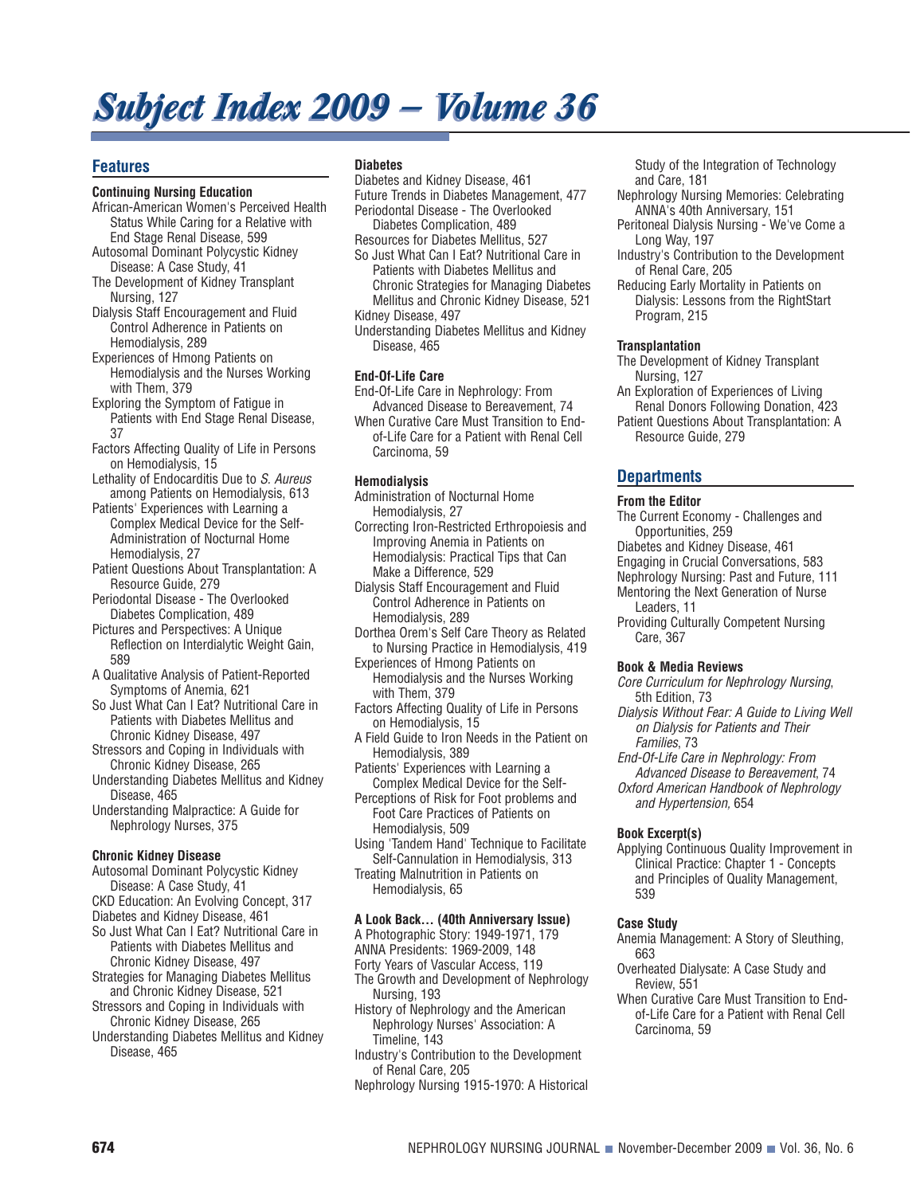# Subject Index 2009 – Volume 36

## Features

### Continuing Nursing Education

African-American Women's Perceived Health Status While Caring for a Relative with End Stage Renal Disease, 599
Autosomal Dominant Polycystic Kidney Disease: A Case Study, 41
The Development of Kidney Transplant Nursing, 127
Dialysis Staff Encouragement and Fluid Control Adherence in Patients on Hemodialysis, 289
Experiences of Hmong Patients on Hemodialysis and the Nurses Working with Them, 379
Exploring the Symptom of Fatigue in Patients with End Stage Renal Disease, 37
Factors Affecting Quality of Life in Persons on Hemodialysis, 15
Lethality of Endocarditis Due to *S. Aureus* among Patients on Hemodialysis, 613
Patients' Experiences with Learning a Complex Medical Device for the Self-Administration of Nocturnal Home Hemodialysis, 27
Patient Questions About Transplantation: A Resource Guide, 279
Periodontal Disease - The Overlooked Diabetes Complication, 489
Pictures and Perspectives: A Unique Reflection on Interdialytic Weight Gain, 589
A Qualitative Analysis of Patient-Reported Symptoms of Anemia, 621
So Just What Can I Eat? Nutritional Care in Patients with Diabetes Mellitus and Chronic Kidney Disease, 497
Stressors and Coping in Individuals with Chronic Kidney Disease, 265
Understanding Diabetes Mellitus and Kidney Disease, 465
Understanding Malpractice: A Guide for Nephrology Nurses, 375

### Chronic Kidney Disease

Autosomal Dominant Polycystic Kidney Disease: A Case Study, 41
CKD Education: An Evolving Concept, 317
Diabetes and Kidney Disease, 461
So Just What Can I Eat? Nutritional Care in Patients with Diabetes Mellitus and Chronic Kidney Disease, 497
Strategies for Managing Diabetes Mellitus and Chronic Kidney Disease, 521
Stressors and Coping in Individuals with Chronic Kidney Disease, 265
Understanding Diabetes Mellitus and Kidney Disease, 465

### Diabetes

Diabetes and Kidney Disease, 461
Future Trends in Diabetes Management, 477
Periodontal Disease - The Overlooked Diabetes Complication, 489
Resources for Diabetes Mellitus, 527
So Just What Can I Eat? Nutritional Care in Patients with Diabetes Mellitus and Chronic Strategies for Managing Diabetes Mellitus and Chronic Kidney Disease, 521
Kidney Disease, 497
Understanding Diabetes Mellitus and Kidney Disease, 465

### End-Of-Life Care

End-Of-Life Care in Nephrology: From Advanced Disease to Bereavement, 74
When Curative Care Must Transition to End-of-Life Care for a Patient with Renal Cell Carcinoma, 59

### Hemodialysis

Administration of Nocturnal Home Hemodialysis, 27
Correcting Iron-Restricted Erthropoiesis and Improving Anemia in Patients on Hemodialysis: Practical Tips that Can Make a Difference, 529
Dialysis Staff Encouragement and Fluid Control Adherence in Patients on Hemodialysis, 289
Dorthea Orem's Self Care Theory as Related to Nursing Practice in Hemodialysis, 419
Experiences of Hmong Patients on Hemodialysis and the Nurses Working with Them, 379
Factors Affecting Quality of Life in Persons on Hemodialysis, 15
A Field Guide to Iron Needs in the Patient on Hemodialysis, 389
Patients' Experiences with Learning a Complex Medical Device for the Self-
Perceptions of Risk for Foot problems and Foot Care Practices of Patients on Hemodialysis, 509
Using 'Tandem Hand' Technique to Facilitate Self-Cannulation in Hemodialysis, 313
Treating Malnutrition in Patients on Hemodialysis, 65

### A Look Back… (40th Anniversary Issue)

A Photographic Story: 1949-1971, 179
ANNA Presidents: 1969-2009, 148
Forty Years of Vascular Access, 119
The Growth and Development of Nephrology Nursing, 193
History of Nephrology and the American Nephrology Nurses' Association: A Timeline, 143
Industry's Contribution to the Development of Renal Care, 205
Nephrology Nursing 1915-1970: A Historical Study of the Integration of Technology and Care, 181
Nephrology Nursing Memories: Celebrating ANNA's 40th Anniversary, 151
Peritoneal Dialysis Nursing - We've Come a Long Way, 197
Industry's Contribution to the Development of Renal Care, 205
Reducing Early Mortality in Patients on Dialysis: Lessons from the RightStart Program, 215

### Transplantation

The Development of Kidney Transplant Nursing, 127
An Exploration of Experiences of Living Renal Donors Following Donation, 423
Patient Questions About Transplantation: A Resource Guide, 279

## Departments

### From the Editor

The Current Economy - Challenges and Opportunities, 259
Diabetes and Kidney Disease, 461
Engaging in Crucial Conversations, 583
Nephrology Nursing: Past and Future, 111
Mentoring the Next Generation of Nurse Leaders, 11
Providing Culturally Competent Nursing Care, 367

### Book & Media Reviews

*Core Curriculum for Nephrology Nursing*, 5th Edition, 73
*Dialysis Without Fear: A Guide to Living Well on Dialysis for Patients and Their Families*, 73
*End-Of-Life Care in Nephrology: From Advanced Disease to Bereavement*, 74
*Oxford American Handbook of Nephrology and Hypertension,* 654

### Book Excerpt(s)

Applying Continuous Quality Improvement in Clinical Practice: Chapter 1 - Concepts and Principles of Quality Management, 539

### Case Study

Anemia Management: A Story of Sleuthing, 663
Overheated Dialysate: A Case Study and Review, 551
When Curative Care Must Transition to End-of-Life Care for a Patient with Renal Cell Carcinoma, 59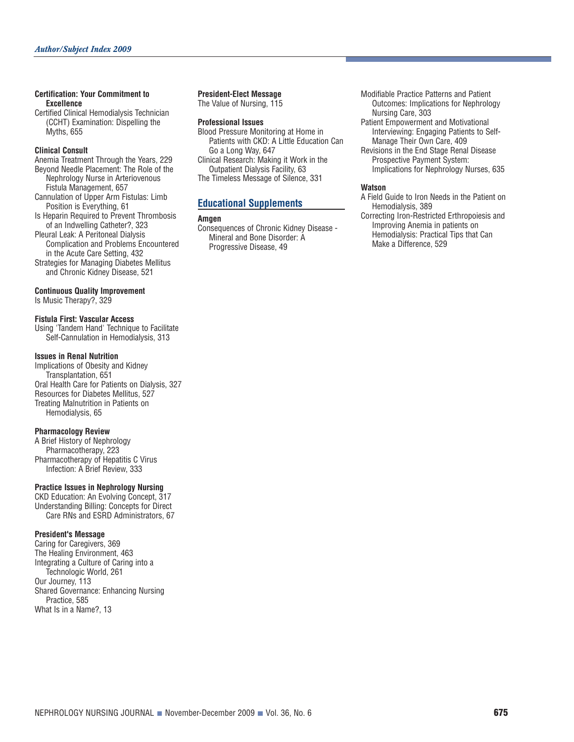**Certification: Your Commitment to Excellence**

Certified Clinical Hemodialysis Technician (CCHT) Examination: Dispelling the Myths, 655

**Clinical Consult**

Anemia Treatment Through the Years, 229

Beyond Needle Placement: The Role of the Nephrology Nurse in Arteriovenous Fistula Management, 657

Cannulation of Upper Arm Fistulas: Limb Position is Everything, 61

Is Heparin Required to Prevent Thrombosis of an Indwelling Catheter?, 323

Pleural Leak: A Peritoneal Dialysis Complication and Problems Encountered in the Acute Care Setting, 432

Strategies for Managing Diabetes Mellitus and Chronic Kidney Disease, 521

**Continuous Quality Improvement**

Is Music Therapy?, 329

**Fistula First: Vascular Access**

Using 'Tandem Hand' Technique to Facilitate Self-Cannulation in Hemodialysis, 313

**Issues in Renal Nutrition**

Implications of Obesity and Kidney Transplantation, 651

Oral Health Care for Patients on Dialysis, 327

Resources for Diabetes Mellitus, 527

Treating Malnutrition in Patients on Hemodialysis, 65

**Pharmacology Review**

A Brief History of Nephrology Pharmacotherapy, 223

Pharmacotherapy of Hepatitis C Virus Infection: A Brief Review, 333

**Practice Issues in Nephrology Nursing**

CKD Education: An Evolving Concept, 317

Understanding Billing: Concepts for Direct Care RNs and ESRD Administrators, 67

**President's Message**

Caring for Caregivers, 369

The Healing Environment, 463

Integrating a Culture of Caring into a Technologic World, 261

Our Journey, 113

Shared Governance: Enhancing Nursing Practice, 585

What Is in a Name?, 13

**President-Elect Message**

The Value of Nursing, 115

**Professional Issues**

Blood Pressure Monitoring at Home in Patients with CKD: A Little Education Can Go a Long Way, 647

Clinical Research: Making it Work in the Outpatient Dialysis Facility, 63

The Timeless Message of Silence, 331

## Educational Supplements

**Amgen**

Consequences of Chronic Kidney Disease - Mineral and Bone Disorder: A Progressive Disease, 49

Modifiable Practice Patterns and Patient Outcomes: Implications for Nephrology Nursing Care, 303

Patient Empowerment and Motivational Interviewing: Engaging Patients to Self-Manage Their Own Care, 409

Revisions in the End Stage Renal Disease Prospective Payment System: Implications for Nephrology Nurses, 635

**Watson**

A Field Guide to Iron Needs in the Patient on Hemodialysis, 389

Correcting Iron-Restricted Erthropoiesis and Improving Anemia in patients on Hemodialysis: Practical Tips that Can Make a Difference, 529